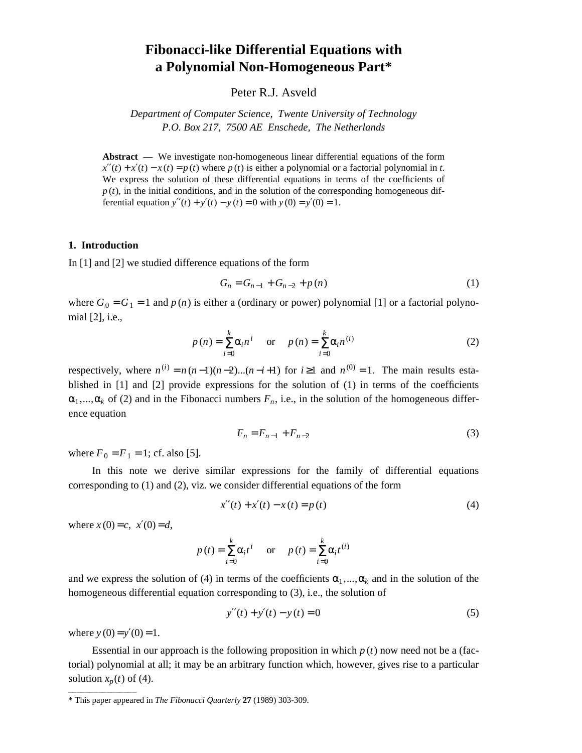# Fibonacci-like Differential Equations with a Polynomial Non-Homogeneous Part*

Peter R.J. Asveld

*Department of Computer Science, Twente University of Technology*
*P.O. Box 217, 7500 AE Enschede, The Netherlands*

**Abstract** — We investigate non-homogeneous linear differential equations of the form $x''(t) + x'(t) - x(t) = p(t)$ where $p(t)$ is either a polynomial or a factorial polynomial in $t$. We express the solution of these differential equations in terms of the coefficients of $p(t)$, in the initial conditions, and in the solution of the corresponding homogeneous differential equation $y''(t) + y'(t) - y(t) = 0$ with $y(0) = y'(0) = 1$.

## 1. Introduction

In [1] and [2] we studied difference equations of the form

$$G_n = G_{n-1} + G_{n-2} + p(n) \tag{1}$$

where $G_0 = G_1 = 1$ and $p(n)$ is either a (ordinary or power) polynomial [1] or a factorial polynomial [2], i.e.,

$$p(n) = \sum_{i=0}^{k} \alpha_i n^i \quad \text{or} \quad p(n) = \sum_{i=0}^{k} \alpha_i n^{(i)} \tag{2}$$

respectively, where $n^{(i)} = n(n-1)(n-2)...(n-i+1)$ for $i \geq 1$ and $n^{(0)} = 1$. The main results established in [1] and [2] provide expressions for the solution of (1) in terms of the coefficients $\alpha_1, ..., \alpha_k$ of (2) and in the Fibonacci numbers $F_n$, i.e., in the solution of the homogeneous difference equation

$$F_n = F_{n-1} + F_{n-2} \tag{3}$$

where $F_0 = F_1 = 1$; cf. also [5].

In this note we derive similar expressions for the family of differential equations corresponding to (1) and (2), viz. we consider differential equations of the form

$$x''(t) + x'(t) - x(t) = p(t) \tag{4}$$

where $x(0) = c$, $x'(0) = d$,

$$p(t) = \sum_{i=0}^{k} \alpha_i t^i \quad \text{or} \quad p(t) = \sum_{i=0}^{k} \alpha_i t^{(i)}$$

and we express the solution of (4) in terms of the coefficients $\alpha_1, ..., \alpha_k$ and in the solution of the homogeneous differential equation corresponding to (3), i.e., the solution of

$$y''(t) + y'(t) - y(t) = 0 \tag{5}$$

where $y(0) = y'(0) = 1$.

Essential in our approach is the following proposition in which $p(t)$ now need not be a (factorial) polynomial at all; it may be an arbitrary function which, however, gives rise to a particular solution $x_p(t)$ of (4).

---

* This paper appeared in *The Fibonacci Quarterly* **27** (1989) 303-309.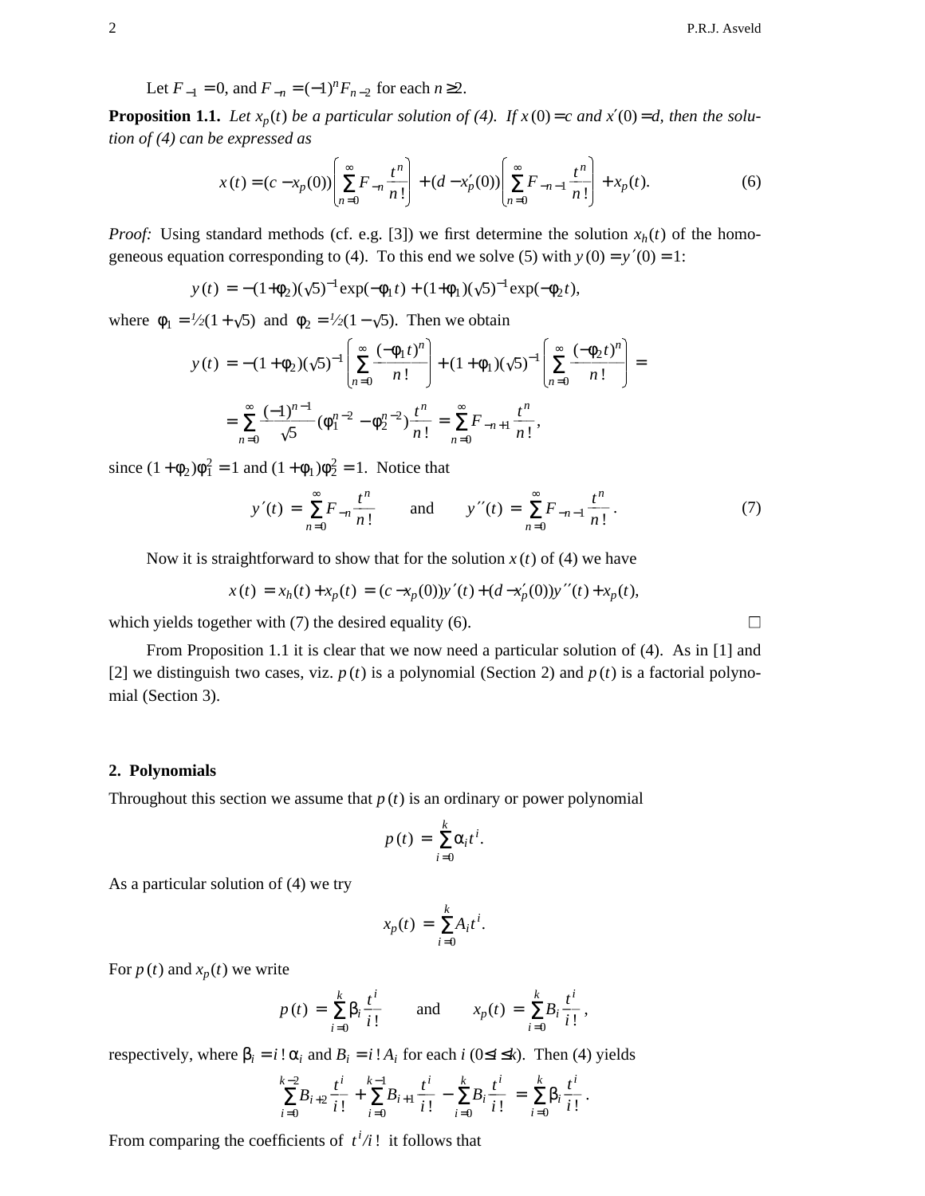Let $F_{-1} = 0$, and $F_{-n} = (-1)^n F_{n-2}$ for each $n \geq 2$.

**Proposition 1.1.** *Let $x_p(t)$ be a particular solution of (4). If $x(0) = c$ and $x'(0) = d$, then the solution of (4) can be expressed as*

$$x(t) = (c - x_p(0)) \left( \sum_{n=0}^{\infty} F_{-n} \frac{t^n}{n!} \right) + (d - x_p'(0)) \left( \sum_{n=0}^{\infty} F_{-n-1} \frac{t^n}{n!} \right) + x_p(t). \tag{6}$$

*Proof:* Using standard methods (cf. e.g. [3]) we first determine the solution $x_h(t)$ of the homogeneous equation corresponding to (4). To this end we solve (5) with $y(0) = y'(0) = 1$:

$$y(t) = -(1+\phi_2)(\surd 5)^{-1} \exp(-\phi_1 t) + (1+\phi_1)(\surd 5)^{-1} \exp(-\phi_2 t),$$

where $\phi_1 = \tfrac{1}{2}(1+\surd 5)$ and $\phi_2 = \tfrac{1}{2}(1-\surd 5)$. Then we obtain

$$y(t) = -(1+\phi_2)(\surd 5)^{-1} \left( \sum_{n=0}^{\infty} \frac{(-\phi_1 t)^n}{n!} \right) + (1+\phi_1)(\surd 5)^{-1} \left( \sum_{n=0}^{\infty} \frac{(-\phi_2 t)^n}{n!} \right) =$$

$$= \sum_{n=0}^{\infty} \frac{(-1)^{n-1}}{\surd 5} (\phi_1^{n-2} - \phi_2^{n-2}) \frac{t^n}{n!} = \sum_{n=0}^{\infty} F_{-n+1} \frac{t^n}{n!},$$

since $(1+\phi_2)\phi_1^2 = 1$ and $(1+\phi_1)\phi_2^2 = 1$. Notice that

$$y'(t) = \sum_{n=0}^{\infty} F_{-n} \frac{t^n}{n!} \qquad \text{and} \qquad y''(t) = \sum_{n=0}^{\infty} F_{-n-1} \frac{t^n}{n!}. \tag{7}$$

Now it is straightforward to show that for the solution $x(t)$ of (4) we have

$$x(t) = x_h(t) + x_p(t) = (c - x_p(0)) y'(t) + (d - x_p'(0)) y''(t) + x_p(t),$$

which yields together with (7) the desired equality (6). □

From Proposition 1.1 it is clear that we now need a particular solution of (4). As in [1] and [2] we distinguish two cases, viz. $p(t)$ is a polynomial (Section 2) and $p(t)$ is a factorial polynomial (Section 3).

## 2. Polynomials

Throughout this section we assume that $p(t)$ is an ordinary or power polynomial

$$p(t) = \sum_{i=0}^{k} \alpha_i t^i.$$

As a particular solution of (4) we try

$$x_p(t) = \sum_{i=0}^{k} A_i t^i.$$

For $p(t)$ and $x_p(t)$ we write

$$p(t) = \sum_{i=0}^{k} \beta_i \frac{t^i}{i!} \qquad \text{and} \qquad x_p(t) = \sum_{i=0}^{k} B_i \frac{t^i}{i!},$$

respectively, where $\beta_i = i!\,\alpha_i$ and $B_i = i!\,A_i$ for each $i$ $(0 \leq i \leq k)$. Then (4) yields

$$\sum_{i=0}^{k-2} B_{i+2} \frac{t^i}{i!} + \sum_{i=0}^{k-1} B_{i+1} \frac{t^i}{i!} - \sum_{i=0}^{k} B_i \frac{t^i}{i!} = \sum_{i=0}^{k} \beta_i \frac{t^i}{i!}.$$

From comparing the coefficients of $t^i/i!$ it follows that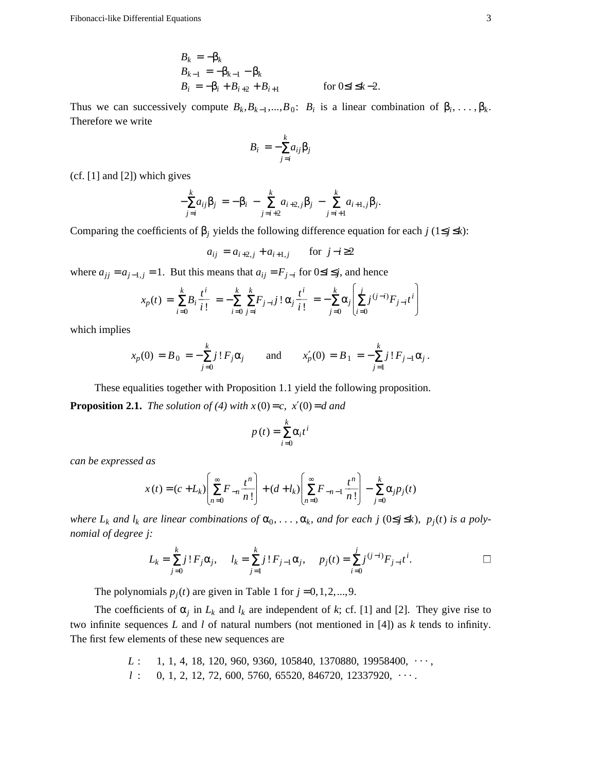$$
\begin{aligned}
B_k &= -\beta_k \\
B_{k-1} &= -\beta_{k-1} - \beta_k \\
B_i &= -\beta_i + B_{i+2} + B_{i+1} \qquad \text{for } 0 \le i \le k-2.
\end{aligned}
$$

Thus we can successively compute $B_k, B_{k-1}, ..., B_0$: $B_i$ is a linear combination of $\beta_i, \ldots, \beta_k$. Therefore we write

$$
B_i = -\sum_{j=i}^{k} a_{ij} \beta_j
$$

(cf. [1] and [2]) which gives

$$
-\sum_{j=i}^{k} a_{ij} \beta_j = -\beta_i - \sum_{j=i+2}^{k} a_{i+2,j} \beta_j - \sum_{j=i+1}^{k} a_{i+1,j} \beta_j .
$$

Comparing the coefficients of $\beta_j$ yields the following difference equation for each $j$ ($1 \le j \le k$):

$$
a_{ij} = a_{i+2,j} + a_{i+1,j} \qquad \text{for } j - i \ge 2
$$

where $a_{jj} = a_{j-1,j} = 1$. But this means that $a_{ij} = F_{j-i}$ for $0 \le i \le j$, and hence

$$
x_p(t) = \sum_{i=0}^{k} B_i \frac{t^i}{i\,!} = -\sum_{i=0}^{k} \sum_{j=i}^{k} F_{j-i}\, j\,!\, \alpha_j \frac{t^i}{i\,!} = -\sum_{j=0}^{k} \alpha_j \left( \sum_{i=0}^{j} j^{(j-i)} F_{j-i} t^i \right)
$$

which implies

$$
x_p(0) = B_0 = -\sum_{j=0}^{k} j\,!\, F_j \alpha_j \qquad \text{and} \qquad x_p'(0) = B_1 = -\sum_{j=1}^{k} j\,!\, F_{j-1} \alpha_j .
$$

These equalities together with Proposition 1.1 yield the following proposition.

**Proposition 2.1.** *The solution of (4) with $x(0) = c$, $x'(0) = d$ and*

$$
p(t) = \sum_{i=0}^{k} \alpha_i t^i
$$

*can be expressed as*

$$
x(t) = (c + L_k) \left( \sum_{n=0}^{\infty} F_{-n} \frac{t^n}{n\,!} \right) + (d + l_k) \left( \sum_{n=0}^{\infty} F_{-n-1} \frac{t^n}{n\,!} \right) - \sum_{j=0}^{k} \alpha_j p_j(t)
$$

*where $L_k$ and $l_k$ are linear combinations of $\alpha_0, \ldots, \alpha_k$, and for each $j$ ($0 \le j \le k$), $p_j(t)$ is a polynomial of degree $j$:*

$$
L_k = \sum_{j=0}^{k} j\,!\, F_j \alpha_j, \quad l_k = \sum_{j=1}^{k} j\,!\, F_{j-1} \alpha_j, \quad p_j(t) = \sum_{i=0}^{j} j^{(j-i)} F_{j-i} t^i . \qquad \square
$$

The polynomials $p_j(t)$ are given in Table 1 for $j = 0, 1, 2, ..., 9$.

The coefficients of $\alpha_j$ in $L_k$ and $l_k$ are independent of $k$; cf. [1] and [2]. They give rise to two infinite sequences $L$ and $l$ of natural numbers (not mentioned in [4]) as $k$ tends to infinity. The first few elements of these new sequences are

$L$ : 1, 1, 4, 18, 120, 960, 9360, 105840, 1370880, 19958400, $\cdots$,
$l$ : 0, 1, 2, 12, 72, 600, 5760, 65520, 846720, 12337920, $\cdots$.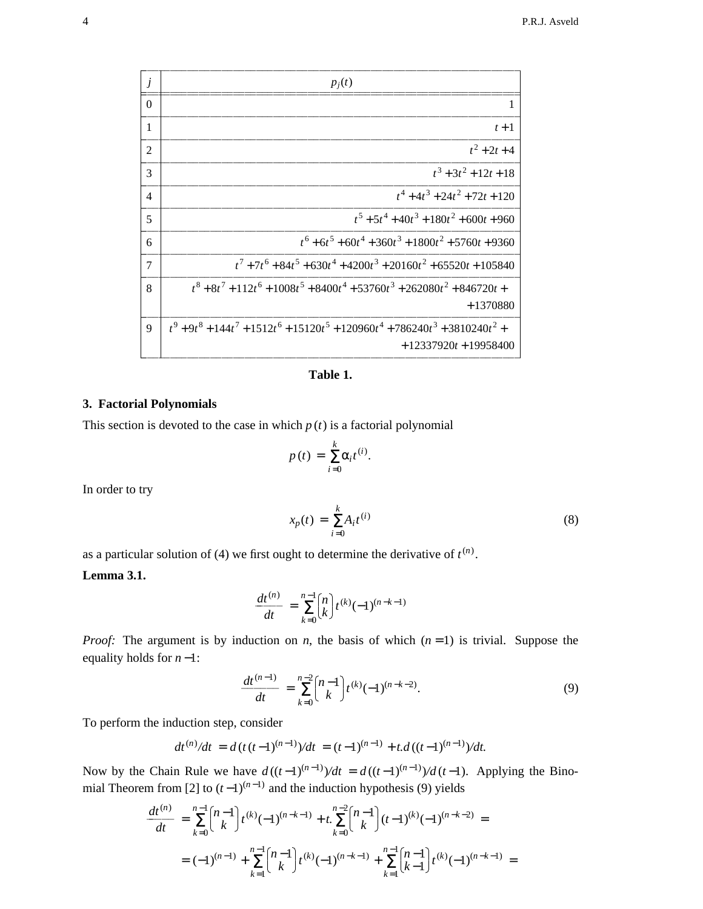| $j$ | $p_j(t)$ |
|---|---|
| 0 | $1$ |
| 1 | $t+1$ |
| 2 | $t^2+2t+4$ |
| 3 | $t^3+3t^2+12t+18$ |
| 4 | $t^4+4t^3+24t^2+72t+120$ |
| 5 | $t^5+5t^4+40t^3+180t^2+600t+960$ |
| 6 | $t^6+6t^5+60t^4+360t^3+1800t^2+5760t+9360$ |
| 7 | $t^7+7t^6+84t^5+630t^4+4200t^3+20160t^2+65520t+105840$ |
| 8 | $t^8+8t^7+112t^6+1008t^5+8400t^4+53760t^3+262080t^2+846720t+ +1370880$ |
| 9 | $t^9+9t^8+144t^7+1512t^6+15120t^5+120960t^4+786240t^3+3810240t^2+ +12337920t+19958400$ |

**Table 1.**

### 3. Factorial Polynomials

This section is devoted to the case in which $p(t)$ is a factorial polynomial

$$p(t) = \sum_{i=0}^{k} \alpha_i t^{(i)}.$$

In order to try

$$x_p(t) = \sum_{i=0}^{k} A_i t^{(i)} \tag{8}$$

as a particular solution of (4) we first ought to determine the derivative of $t^{(n)}$.

**Lemma 3.1.**

$$\frac{dt^{(n)}}{dt} = \sum_{k=0}^{n-1} \binom{n}{k} t^{(k)} (-1)^{(n-k-1)}$$

*Proof:* The argument is by induction on *n*, the basis of which ($n=1$) is trivial. Suppose the equality holds for $n-1$:

$$\frac{dt^{(n-1)}}{dt} = \sum_{k=0}^{n-2} \binom{n-1}{k} t^{(k)} (-1)^{(n-k-2)}. \tag{9}$$

To perform the induction step, consider

$$dt^{(n)}/dt = d(t(t-1)^{(n-1)})/dt = (t-1)^{(n-1)} + t.d((t-1)^{(n-1)})/dt.$$

Now by the Chain Rule we have $d((t-1)^{(n-1)})/dt = d((t-1)^{(n-1)})/d(t-1)$. Applying the Binomial Theorem from [2] to $(t-1)^{(n-1)}$ and the induction hypothesis (9) yields

$$\frac{dt^{(n)}}{dt} = \sum_{k=0}^{n-1} \binom{n-1}{k} t^{(k)} (-1)^{(n-k-1)} + t.\sum_{k=0}^{n-2} \binom{n-1}{k} (t-1)^{(k)} (-1)^{(n-k-2)} =$$

$$= (-1)^{(n-1)} + \sum_{k=1}^{n-1} \binom{n-1}{k} t^{(k)} (-1)^{(n-k-1)} + \sum_{k=1}^{n-1} \binom{n-1}{k-1} t^{(k)} (-1)^{(n-k-1)} =$$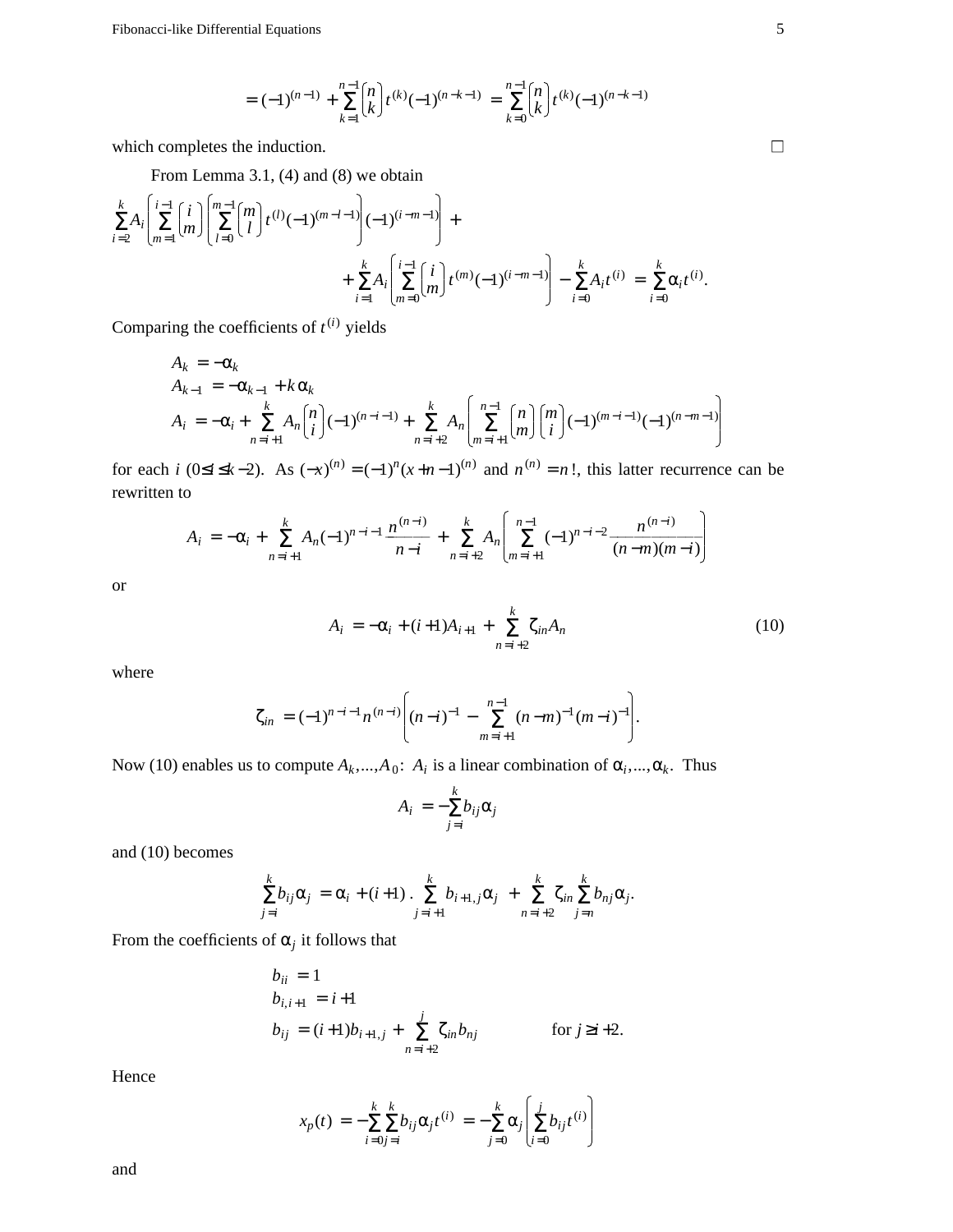$$= (-1)^{(n-1)} + \sum_{k=1}^{n-1} \binom{n}{k} t^{(k)} (-1)^{(n-k-1)} = \sum_{k=0}^{n-1} \binom{n}{k} t^{(k)} (-1)^{(n-k-1)}$$

which completes the induction. □

From Lemma 3.1, (4) and (8) we obtain

$$\sum_{i=2}^{k} A_i \left( \sum_{m=1}^{i-1} \binom{i}{m} \left( \sum_{l=0}^{m-1} \binom{m}{l} t^{(l)} (-1)^{(m-l-1)} \right) (-1)^{(i-m-1)} \right) +$$

$$+ \sum_{i=1}^{k} A_i \left( \sum_{m=0}^{i-1} \binom{i}{m} t^{(m)} (-1)^{(i-m-1)} \right) - \sum_{i=0}^{k} A_i t^{(i)} = \sum_{i=0}^{k} \alpha_i t^{(i)}.$$

Comparing the coefficients of $t^{(i)}$ yields

$$\begin{aligned}
A_k &= -\alpha_k \\
A_{k-1} &= -\alpha_{k-1} + k\alpha_k \\
A_i &= -\alpha_i + \sum_{n=i+1}^{k} A_n \binom{n}{i} (-1)^{(n-i-1)} + \sum_{n=i+2}^{k} A_n \left( \sum_{m=i+1}^{n-1} \binom{n}{m} \binom{m}{i} (-1)^{(m-i-1)} (-1)^{(n-m-1)} \right)
\end{aligned}$$

for each $i$ ($0 \le i \le k-2$). As $(-x)^{(n)} = (-1)^n (x+n-1)^{(n)}$ and $n^{(n)} = n!$, this latter recurrence can be rewritten to

$$A_i = -\alpha_i + \sum_{n=i+1}^{k} A_n (-1)^{n-i-1} \frac{n^{(n-i)}}{n-i} + \sum_{n=i+2}^{k} A_n \left( \sum_{m=i+1}^{n-1} (-1)^{n-i-2} \frac{n^{(n-i)}}{(n-m)(m-i)} \right)$$

or

$$A_i = -\alpha_i + (i+1)A_{i+1} + \sum_{n=i+2}^{k} \zeta_{in} A_n \tag{10}$$

where

$$\zeta_{in} = (-1)^{n-i-1} n^{(n-i)} \left( (n-i)^{-1} - \sum_{m=i+1}^{n-1} (n-m)^{-1} (m-i)^{-1} \right).$$

Now (10) enables us to compute $A_k, ..., A_0$: $A_i$ is a linear combination of $\alpha_i, ..., \alpha_k$. Thus

$$A_i = -\sum_{j=i}^{k} b_{ij} \alpha_j$$

and (10) becomes

$$\sum_{j=i}^{k} b_{ij} \alpha_j = \alpha_i + (i+1) \, . \sum_{j=i+1}^{k} b_{i+1,j} \alpha_j + \sum_{n=i+2}^{k} \zeta_{in} \sum_{j=n}^{k} b_{nj} \alpha_j.$$

From the coefficients of $\alpha_j$ it follows that

$$\begin{aligned}
b_{ii} &= 1 \\
b_{i,i+1} &= i+1 \\
b_{ij} &= (i+1) b_{i+1,j} + \sum_{n=i+2}^{j} \zeta_{in} b_{nj} \qquad \text{for } j \ge i+2.
\end{aligned}$$

Hence

$$x_p(t) = -\sum_{i=0}^{k} \sum_{j=i}^{k} b_{ij} \alpha_j t^{(i)} = -\sum_{j=0}^{k} \alpha_j \left( \sum_{i=0}^{j} b_{ij} t^{(i)} \right)$$

and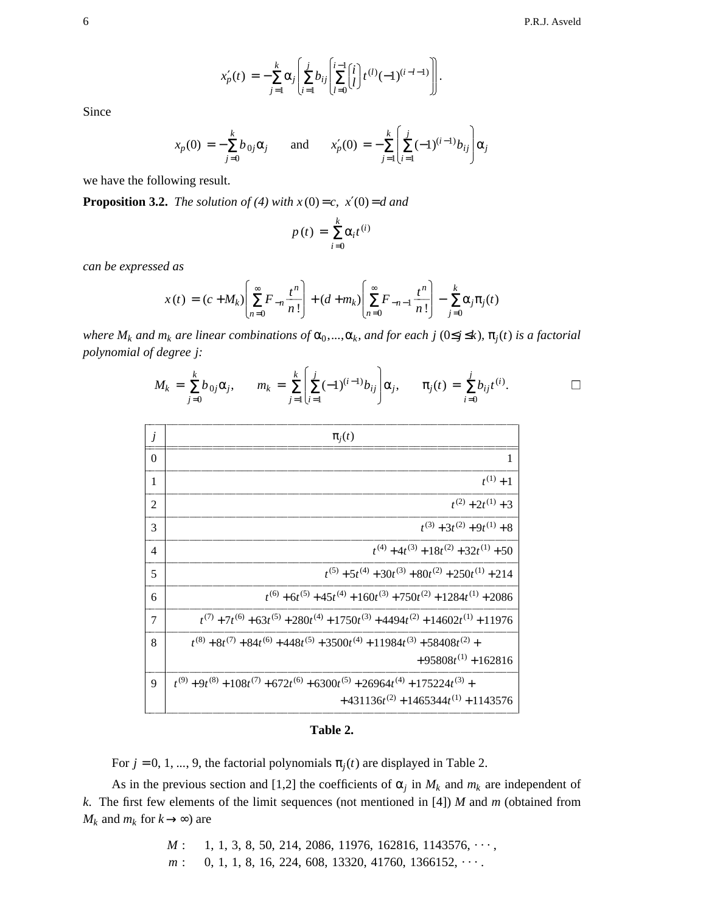$$x'_p(t) = -\sum_{j=1}^{k} \alpha_j \left( \sum_{i=1}^{j} b_{ij} \left( \sum_{l=0}^{i-1} \binom{i}{l} t^{(l)} (-1)^{(i-l-1)} \right) \right).$$

Since

$$x_p(0) = -\sum_{j=0}^{k} b_{0j} \alpha_j \qquad \text{and} \qquad x'_p(0) = -\sum_{j=1}^{k} \left( \sum_{i=1}^{j} (-1)^{(i-1)} b_{ij} \right) \alpha_j$$

we have the following result.

**Proposition 3.2.** *The solution of (4) with* $x(0) = c$, $x'(0) = d$ *and*

$$p(t) = \sum_{i=0}^{k} \alpha_i t^{(i)}$$

*can be expressed as*

$$x(t) = (c + M_k) \left( \sum_{n=0}^{\infty} F_{-n} \frac{t^n}{n!} \right) + (d + m_k) \left( \sum_{n=0}^{\infty} F_{-n-1} \frac{t^n}{n!} \right) - \sum_{j=0}^{k} \alpha_j \pi_j(t)$$

*where* $M_k$ *and* $m_k$ *are linear combinations of* $\alpha_0, \ldots, \alpha_k$*, and for each* $j$ $(0 \le j \le k)$*,* $\pi_j(t)$ *is a factorial polynomial of degree* $j$*:*

$$M_k = \sum_{j=0}^{k} b_{0j} \alpha_j, \qquad m_k = \sum_{j=1}^{k} \left( \sum_{i=1}^{j} (-1)^{(i-1)} b_{ij} \right) \alpha_j, \qquad \pi_j(t) = \sum_{i=0}^{j} b_{ij} t^{(i)}. \qquad \square$$

| $j$ | $\pi_j(t)$ |
|---|---|
| 0 | $1$ |
| 1 | $t^{(1)} + 1$ |
| 2 | $t^{(2)} + 2t^{(1)} + 3$ |
| 3 | $t^{(3)} + 3t^{(2)} + 9t^{(1)} + 8$ |
| 4 | $t^{(4)} + 4t^{(3)} + 18t^{(2)} + 32t^{(1)} + 50$ |
| 5 | $t^{(5)} + 5t^{(4)} + 30t^{(3)} + 80t^{(2)} + 250t^{(1)} + 214$ |
| 6 | $t^{(6)} + 6t^{(5)} + 45t^{(4)} + 160t^{(3)} + 750t^{(2)} + 1284t^{(1)} + 2086$ |
| 7 | $t^{(7)} + 7t^{(6)} + 63t^{(5)} + 280t^{(4)} + 1750t^{(3)} + 4494t^{(2)} + 14602t^{(1)} + 11976$ |
| 8 | $t^{(8)} + 8t^{(7)} + 84t^{(6)} + 448t^{(5)} + 3500t^{(4)} + 11984t^{(3)} + 58408t^{(2)} + 95808t^{(1)} + 162816$ |
| 9 | $t^{(9)} + 9t^{(8)} + 108t^{(7)} + 672t^{(6)} + 6300t^{(5)} + 26964t^{(4)} + 175224t^{(3)} + 431136t^{(2)} + 1465344t^{(1)} + 1143576$ |

**Table 2.**

For $j = 0, 1, \ldots, 9$, the factorial polynomials $\pi_j(t)$ are displayed in Table 2.

As in the previous section and [1,2] the coefficients of $\alpha_j$ in $M_k$ and $m_k$ are independent of $k$. The first few elements of the limit sequences (not mentioned in [4]) $M$ and $m$ (obtained from $M_k$ and $m_k$ for $k \to \infty$) are

$M$ : 1, 1, 3, 8, 50, 214, 2086, 11976, 162816, 1143576, $\cdots$,
$m$ : 0, 1, 1, 8, 16, 224, 608, 13320, 41760, 1366152, $\cdots$.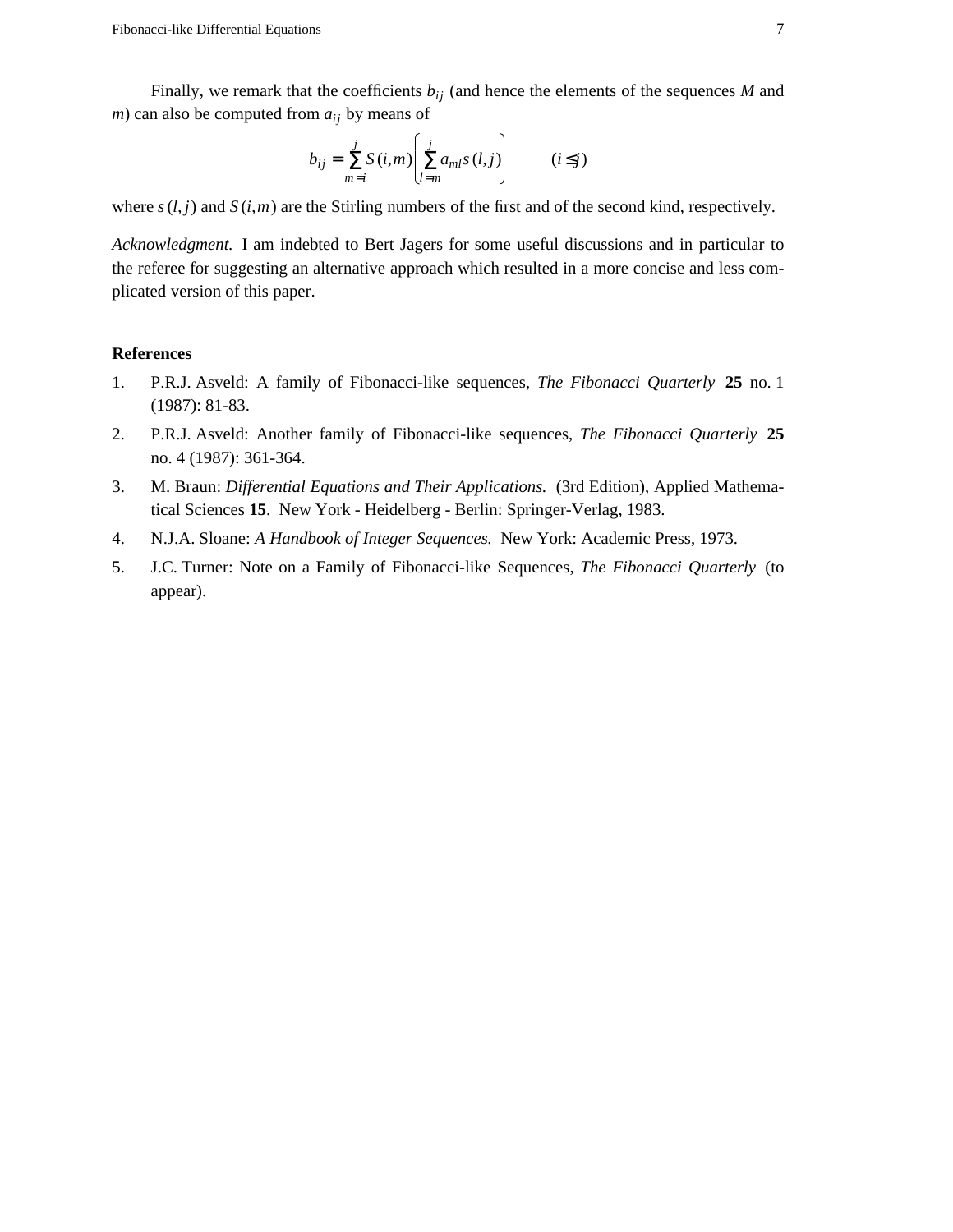Finally, we remark that the coefficients $b_{ij}$ (and hence the elements of the sequences *M* and *m*) can also be computed from $a_{ij}$ by means of

$$b_{ij} = \sum_{m=i}^{j} S(i,m) \left( \sum_{l=m}^{j} a_{ml} s(l,j) \right) \qquad (i \leq j)$$

where $s(l,j)$ and $S(i,m)$ are the Stirling numbers of the first and of the second kind, respectively.

*Acknowledgment.* I am indebted to Bert Jagers for some useful discussions and in particular to the referee for suggesting an alternative approach which resulted in a more concise and less complicated version of this paper.

**References**

1. P.R.J. Asveld: A family of Fibonacci-like sequences, *The Fibonacci Quarterly* **25** no. 1 (1987): 81-83.
2. P.R.J. Asveld: Another family of Fibonacci-like sequences, *The Fibonacci Quarterly* **25** no. 4 (1987): 361-364.
3. M. Braun: *Differential Equations and Their Applications.* (3rd Edition), Applied Mathematical Sciences **15**. New York - Heidelberg - Berlin: Springer-Verlag, 1983.
4. N.J.A. Sloane: *A Handbook of Integer Sequences.* New York: Academic Press, 1973.
5. J.C. Turner: Note on a Family of Fibonacci-like Sequences, *The Fibonacci Quarterly* (to appear).